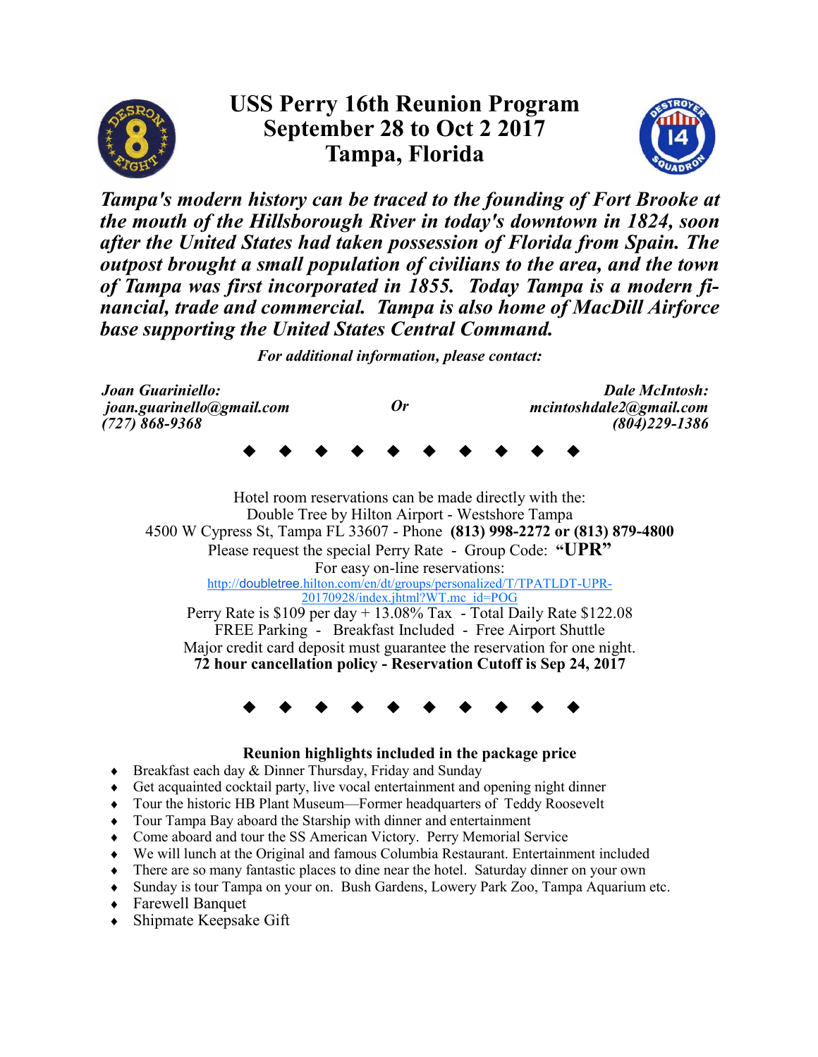# USS Perry 16th Reunion Program
# September 28 to Oct 2 2017
# Tampa, Florida

***Tampa's modern history can be traced to the founding of Fort Brooke at the mouth of the Hillsborough River in today's downtown in 1824, soon after the United States had taken possession of Florida from Spain. The outpost brought a small population of civilians to the area, and the town of Tampa was first incorporated in 1855. Today Tampa is a modern financial, trade and commercial. Tampa is also home of MacDill Airforce base supporting the United States Central Command.***

***For additional information, please contact:***

***Joan Guariniello:***
***joan.guarinello@gmail.com***
***(727) 868-9368***

***Or***

***Dale McIntosh:***
***mcintoshdale2@gmail.com***
***(804)229-1386***

◆ ◆ ◆ ◆ ◆ ◆ ◆ ◆ ◆ ◆

Hotel room reservations can be made directly with the:
Double Tree by Hilton Airport - Westshore Tampa
4500 W Cypress St, Tampa FL 33607 - Phone **(813) 998-2272 or (813) 879-4800**
Please request the special Perry Rate - Group Code: **"UPR"**
For easy on-line reservations:
http://doubletree.hilton.com/en/dt/groups/personalized/T/TPATLDT-UPR-20170928/index.jhtml?WT.mc_id=POG
Perry Rate is $109 per day + 13.08% Tax - Total Daily Rate $122.08
FREE Parking - Breakfast Included - Free Airport Shuttle
Major credit card deposit must guarantee the reservation for one night.
**72 hour cancellation policy - Reservation Cutoff is Sep 24, 2017**

◆ ◆ ◆ ◆ ◆ ◆ ◆ ◆ ◆ ◆

**Reunion highlights included in the package price**

- Breakfast each day & Dinner Thursday, Friday and Sunday
- Get acquainted cocktail party, live vocal entertainment and opening night dinner
- Tour the historic HB Plant Museum—Former headquarters of Teddy Roosevelt
- Tour Tampa Bay aboard the Starship with dinner and entertainment
- Come aboard and tour the SS American Victory. Perry Memorial Service
- We will lunch at the Original and famous Columbia Restaurant. Entertainment included
- There are so many fantastic places to dine near the hotel. Saturday dinner on your own
- Sunday is tour Tampa on your on. Bush Gardens, Lowery Park Zoo, Tampa Aquarium etc.
- Farewell Banquet
- Shipmate Keepsake Gift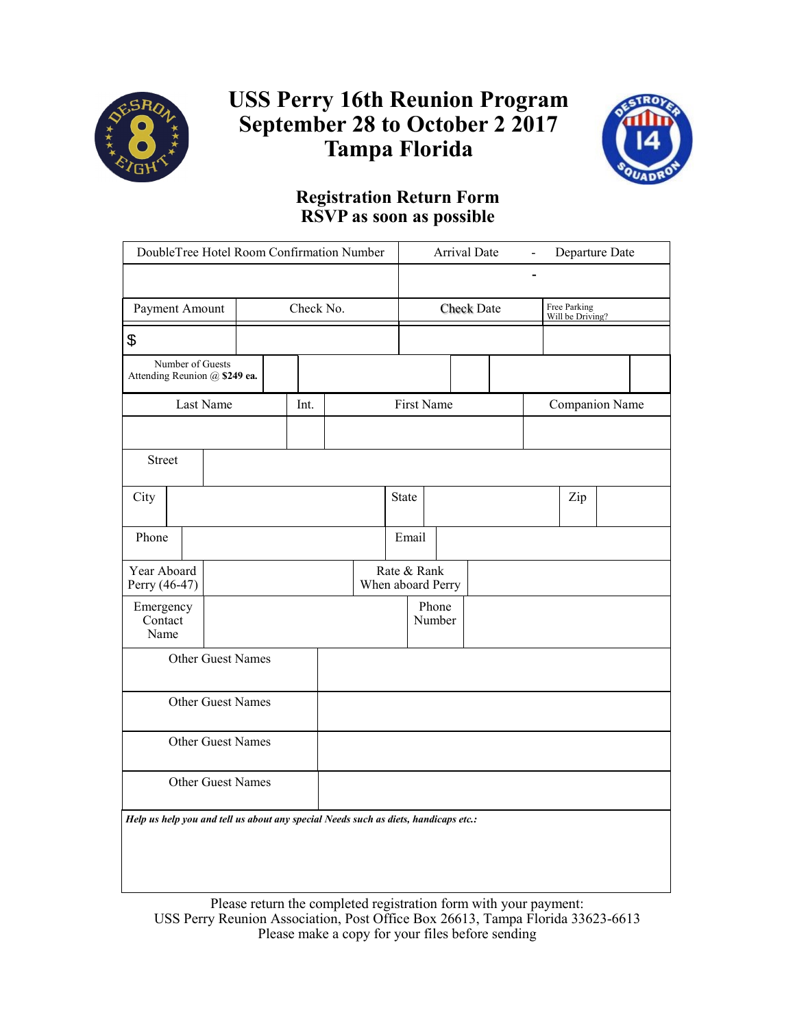# USS Perry 16th Reunion Program
# September 28 to October 2 2017
# Tampa Florida

## Registration Return Form
## RSVP as soon as possible

| DoubleTree Hotel Room Confirmation Number | Arrival Date - Departure Date |
|---|---|
| | - |

| Payment Amount | Check No. | Check Date | Free Parking Will be Driving? |
|---|---|---|---|
| $ | | | |

| Number of Guests Attending Reunion @ **$249 ea.** | | | | | |
|---|---|---|---|---|---|

| Last Name | Int. | First Name | Companion Name |
|---|---|---|---|
| | | | |

| | | | | | |
|---|---|---|---|---|---|
| Street | | | | | |
| City | | State | | Zip | |
| Phone | | Email | | | |
| Year Aboard Perry (46-47) | | Rate & Rank When aboard Perry | | | |
| Emergency Contact Name | | Phone Number | | | |

| | |
|---|---|
| Other Guest Names | |
| Other Guest Names | |
| Other Guest Names | |
| Other Guest Names | |

***Help us help you and tell us about any special Needs such as diets, handicaps etc.:***

Please return the completed registration form with your payment:
USS Perry Reunion Association, Post Office Box 26613, Tampa Florida 33623-6613
Please make a copy for your files before sending